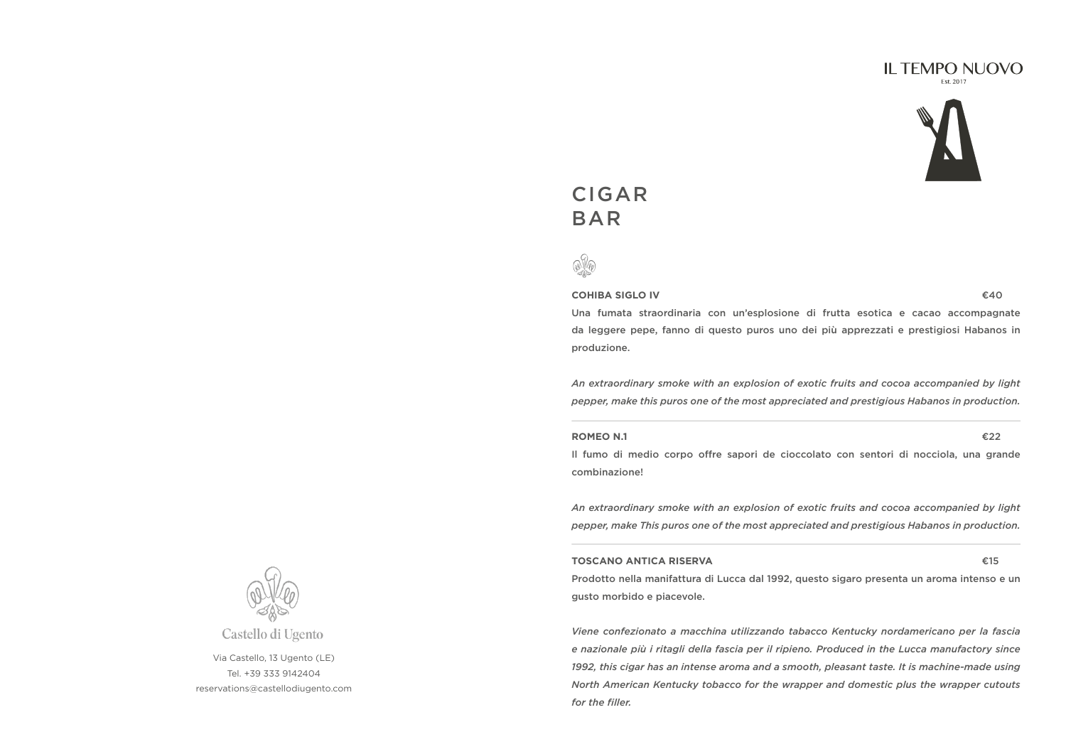Castello di Ugento

Via Castello, 13 Ugento (LE)
Tel. +39 333 9142404
reservations@castellodiugento.com

IL TEMPO NUOVO
Est. 2017

# CIGAR BAR

**COHIBA SIGLO IV** €40

Una fumata straordinaria con un'esplosione di frutta esotica e cacao accompagnate da leggere pepe, fanno di questo puros uno dei più apprezzati e prestigiosi Habanos in produzione.

*An extraordinary smoke with an explosion of exotic fruits and cocoa accompanied by light pepper, make this puros one of the most appreciated and prestigious Habanos in production.*

---

**ROMEO N.1** €22

Il fumo di medio corpo offre sapori de cioccolato con sentori di nocciola, una grande combinazione!

*An extraordinary smoke with an explosion of exotic fruits and cocoa accompanied by light pepper, make This puros one of the most appreciated and prestigious Habanos in production.*

---

**TOSCANO ANTICA RISERVA** €15

Prodotto nella manifattura di Lucca dal 1992, questo sigaro presenta un aroma intenso e un gusto morbido e piacevole.

*Viene confezionato a macchina utilizzando tabacco Kentucky nordamericano per la fascia e nazionale più i ritagli della fascia per il ripieno. Produced in the Lucca manufactory since 1992, this cigar has an intense aroma and a smooth, pleasant taste. It is machine-made using North American Kentucky tobacco for the wrapper and domestic plus the wrapper cutouts for the filler.*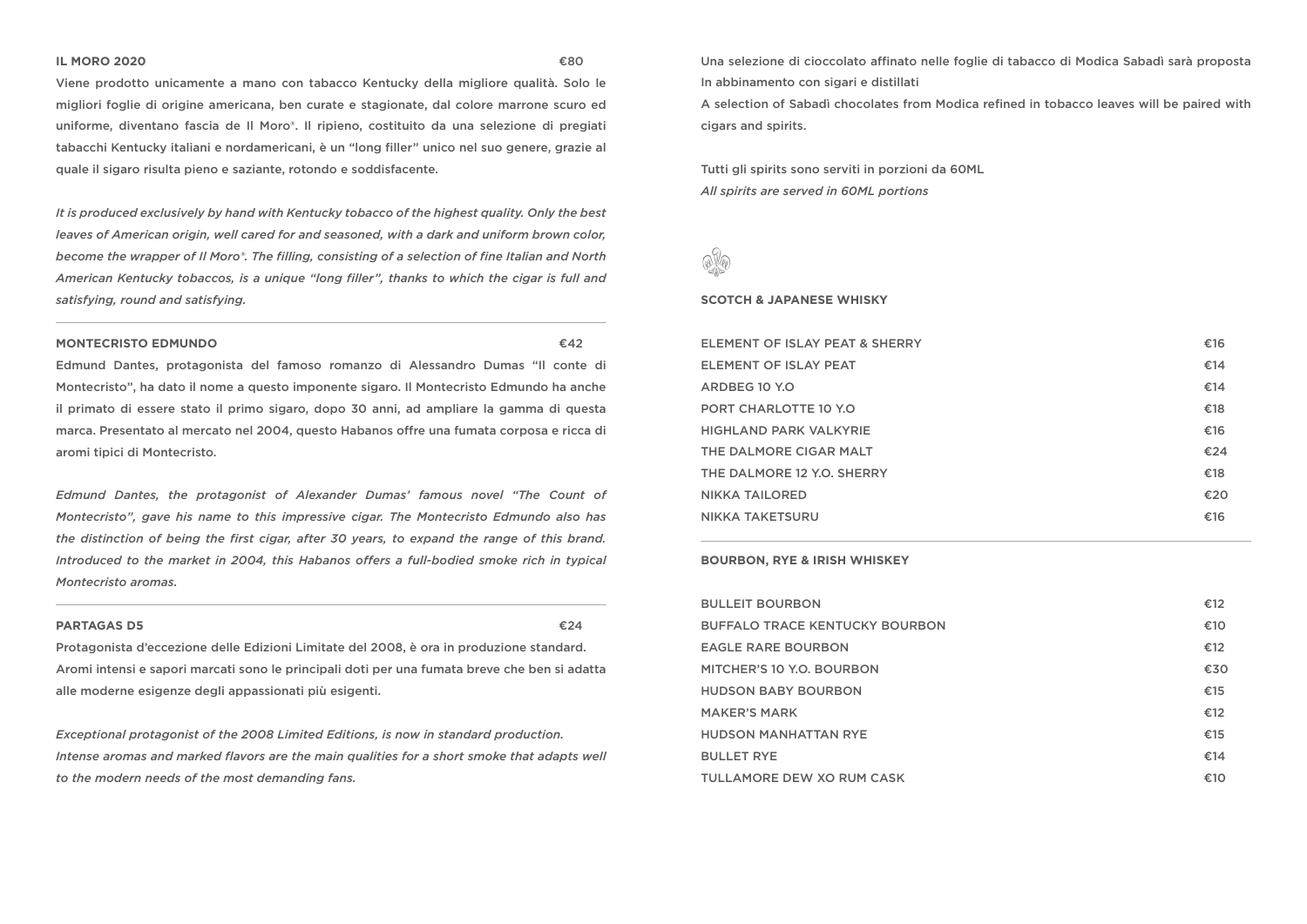**IL MORO 2020** €80

Viene prodotto unicamente a mano con tabacco Kentucky della migliore qualità. Solo le migliori foglie di origine americana, ben curate e stagionate, dal colore marrone scuro ed uniforme, diventano fascia de Il Moro®. Il ripieno, costituito da una selezione di pregiati tabacchi Kentucky italiani e nordamericani, è un "long filler" unico nel suo genere, grazie al quale il sigaro risulta pieno e saziante, rotondo e soddisfacente.

*It is produced exclusively by hand with Kentucky tobacco of the highest quality. Only the best leaves of American origin, well cared for and seasoned, with a dark and uniform brown color, become the wrapper of Il Moro®. The filling, consisting of a selection of fine Italian and North American Kentucky tobaccos, is a unique "long filler", thanks to which the cigar is full and satisfying, round and satisfying.*

---

**MONTECRISTO EDMUNDO** €42

Edmund Dantes, protagonista del famoso romanzo di Alessandro Dumas "Il conte di Montecristo", ha dato il nome a questo imponente sigaro. Il Montecristo Edmundo ha anche il primato di essere stato il primo sigaro, dopo 30 anni, ad ampliare la gamma di questa marca. Presentato al mercato nel 2004, questo Habanos offre una fumata corposa e ricca di aromi tipici di Montecristo.

*Edmund Dantes, the protagonist of Alexander Dumas' famous novel "The Count of Montecristo", gave his name to this impressive cigar. The Montecristo Edmundo also has the distinction of being the first cigar, after 30 years, to expand the range of this brand. Introduced to the market in 2004, this Habanos offers a full-bodied smoke rich in typical Montecristo aromas.*

---

**PARTAGAS D5** €24

Protagonista d'eccezione delle Edizioni Limitate del 2008, è ora in produzione standard. Aromi intensi e sapori marcati sono le principali doti per una fumata breve che ben si adatta alle moderne esigenze degli appassionati più esigenti.

*Exceptional protagonist of the 2008 Limited Editions, is now in standard production. Intense aromas and marked flavors are the main qualities for a short smoke that adapts well to the modern needs of the most demanding fans.*

Una selezione di cioccolato affinato nelle foglie di tabacco di Modica Sabadì sarà proposta In abbinamento con sigari e distillati
A selection of Sabadì chocolates from Modica refined in tobacco leaves will be paired with cigars and spirits.

Tutti gli spirits sono serviti in porzioni da 60ML
*All spirits are served in 60ML portions*

**SCOTCH & JAPANESE WHISKY**

| | |
|---|---|
| ELEMENT OF ISLAY PEAT & SHERRY | €16 |
| ELEMENT OF ISLAY PEAT | €14 |
| ARDBEG 10 Y.O | €14 |
| PORT CHARLOTTE 10 Y.O | €18 |
| HIGHLAND PARK VALKYRIE | €16 |
| THE DALMORE CIGAR MALT | €24 |
| THE DALMORE 12 Y.O. SHERRY | €18 |
| NIKKA TAILORED | €20 |
| NIKKA TAKETSURU | €16 |

---

**BOURBON, RYE & IRISH WHISKEY**

| | |
|---|---|
| BULLEIT BOURBON | €12 |
| BUFFALO TRACE KENTUCKY BOURBON | €10 |
| EAGLE RARE BOURBON | €12 |
| MITCHER'S 10 Y.O. BOURBON | €30 |
| HUDSON BABY BOURBON | €15 |
| MAKER'S MARK | €12 |
| HUDSON MANHATTAN RYE | €15 |
| BULLET RYE | €14 |
| TULLAMORE DEW XO RUM CASK | €10 |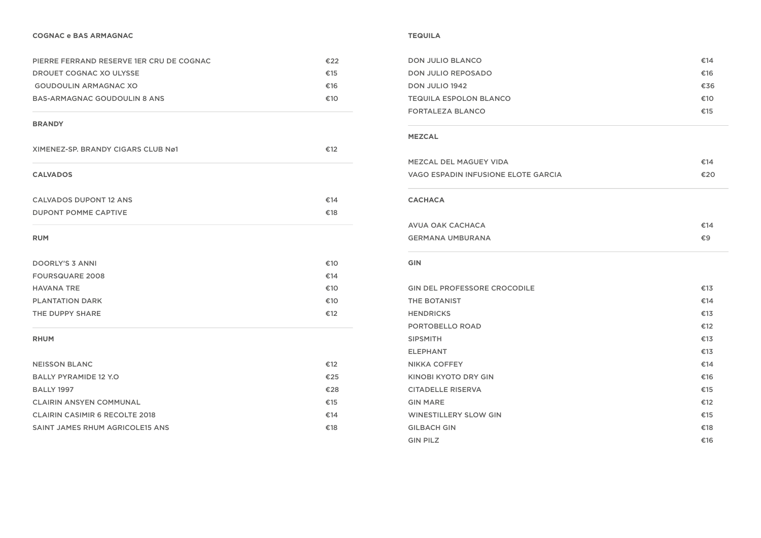## COGNAC e BAS ARMAGNAC

| | |
|---|---|
| PIERRE FERRAND RESERVE 1ER CRU DE COGNAC | €22 |
| DROUET COGNAC XO ULYSSE | €15 |
| GOUDOULIN ARMAGNAC XO | €16 |
| BAS-ARMAGNAC GOUDOULIN 8 ANS | €10 |

## BRANDY

| | |
|---|---|
| XIMENEZ-SP. BRANDY CIGARS CLUB Nø1 | €12 |

## CALVADOS

| | |
|---|---|
| CALVADOS DUPONT 12 ANS | €14 |
| DUPONT POMME CAPTIVE | €18 |

## RUM

| | |
|---|---|
| DOORLY'S 3 ANNI | €10 |
| FOURSQUARE 2008 | €14 |
| HAVANA TRE | €10 |
| PLANTATION DARK | €10 |
| THE DUPPY SHARE | €12 |

## RHUM

| | |
|---|---|
| NEISSON BLANC | €12 |
| BALLY PYRAMIDE 12 Y.O | €25 |
| BALLY 1997 | €28 |
| CLAIRIN ANSYEN COMMUNAL | €15 |
| CLAIRIN CASIMIR 6 RECOLTE 2018 | €14 |
| SAINT JAMES RHUM AGRICOLE15 ANS | €18 |

## TEQUILA

| | |
|---|---|
| DON JULIO BLANCO | €14 |
| DON JULIO REPOSADO | €16 |
| DON JULIO 1942 | €36 |
| TEQUILA ESPOLON BLANCO | €10 |
| FORTALEZA BLANCO | €15 |

## MEZCAL

| | |
|---|---|
| MEZCAL DEL MAGUEY VIDA | €14 |
| VAGO ESPADIN INFUSIONE ELOTE GARCIA | €20 |

## CACHACA

| | |
|---|---|
| AVUA OAK CACHACA | €14 |
| GERMANA UMBURANA | €9 |

## GIN

| | |
|---|---|
| GIN DEL PROFESSORE CROCODILE | €13 |
| THE BOTANIST | €14 |
| HENDRICKS | €13 |
| PORTOBELLO ROAD | €12 |
| SIPSMITH | €13 |
| ELEPHANT | €13 |
| NIKKA COFFEY | €14 |
| KINOBI KYOTO DRY GIN | €16 |
| CITADELLE RISERVA | €15 |
| GIN MARE | €12 |
| WINESTILLERY SLOW GIN | €15 |
| GILBACH GIN | €18 |
| GIN PILZ | €16 |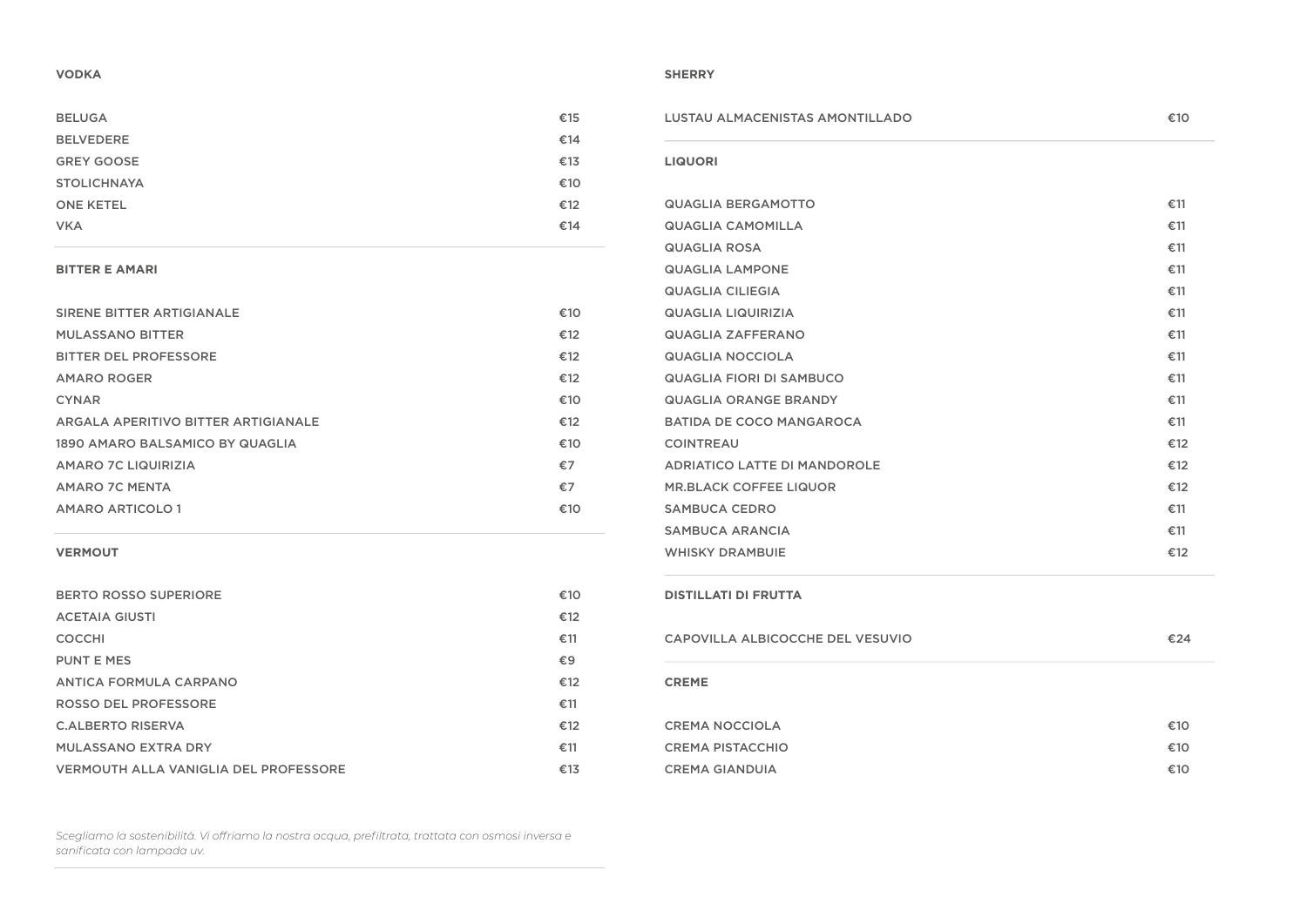## VODKA

| | |
|---|---|
| BELUGA | €15 |
| BELVEDERE | €14 |
| GREY GOOSE | €13 |
| STOLICHNAYA | €10 |
| ONE KETEL | €12 |
| VKA | €14 |

## BITTER E AMARI

| | |
|---|---|
| SIRENE BITTER ARTIGIANALE | €10 |
| MULASSANO BITTER | €12 |
| BITTER DEL PROFESSORE | €12 |
| AMARO ROGER | €12 |
| CYNAR | €10 |
| ARGALA APERITIVO BITTER ARTIGIANALE | €12 |
| 1890 AMARO BALSAMICO BY QUAGLIA | €10 |
| AMARO 7C LIQUIRIZIA | €7 |
| AMARO 7C MENTA | €7 |
| AMARO ARTICOLO 1 | €10 |

## VERMOUT

| | |
|---|---|
| BERTO ROSSO SUPERIORE | €10 |
| ACETAIA GIUSTI | €12 |
| COCCHI | €11 |
| PUNT E MES | €9 |
| ANTICA FORMULA CARPANO | €12 |
| ROSSO DEL PROFESSORE | €11 |
| C.ALBERTO RISERVA | €12 |
| MULASSANO EXTRA DRY | €11 |
| VERMOUTH ALLA VANIGLIA DEL PROFESSORE | €13 |

*Scegliamo la sostenibilità. Vi offriamo la nostra acqua, prefiltrata, trattata con osmosi inversa e sanificata con lampada uv.*

## SHERRY

| | |
|---|---|
| LUSTAU ALMACENISTAS AMONTILLADO | €10 |

## LIQUORI

| | |
|---|---|
| QUAGLIA BERGAMOTTO | €11 |
| QUAGLIA CAMOMILLA | €11 |
| QUAGLIA ROSA | €11 |
| QUAGLIA LAMPONE | €11 |
| QUAGLIA CILIEGIA | €11 |
| QUAGLIA LIQUIRIZIA | €11 |
| QUAGLIA ZAFFERANO | €11 |
| QUAGLIA NOCCIOLA | €11 |
| QUAGLIA FIORI DI SAMBUCO | €11 |
| QUAGLIA ORANGE BRANDY | €11 |
| BATIDA DE COCO MANGAROCA | €11 |
| COINTREAU | €12 |
| ADRIATICO LATTE DI MANDOROLE | €12 |
| MR.BLACK COFFEE LIQUOR | €12 |
| SAMBUCA CEDRO | €11 |
| SAMBUCA ARANCIA | €11 |
| WHISKY DRAMBUIE | €12 |

## DISTILLATI DI FRUTTA

| | |
|---|---|
| CAPOVILLA ALBICOCCHE DEL VESUVIO | €24 |

## CREME

| | |
|---|---|
| CREMA NOCCIOLA | €10 |
| CREMA PISTACCHIO | €10 |
| CREMA GIANDUIA | €10 |